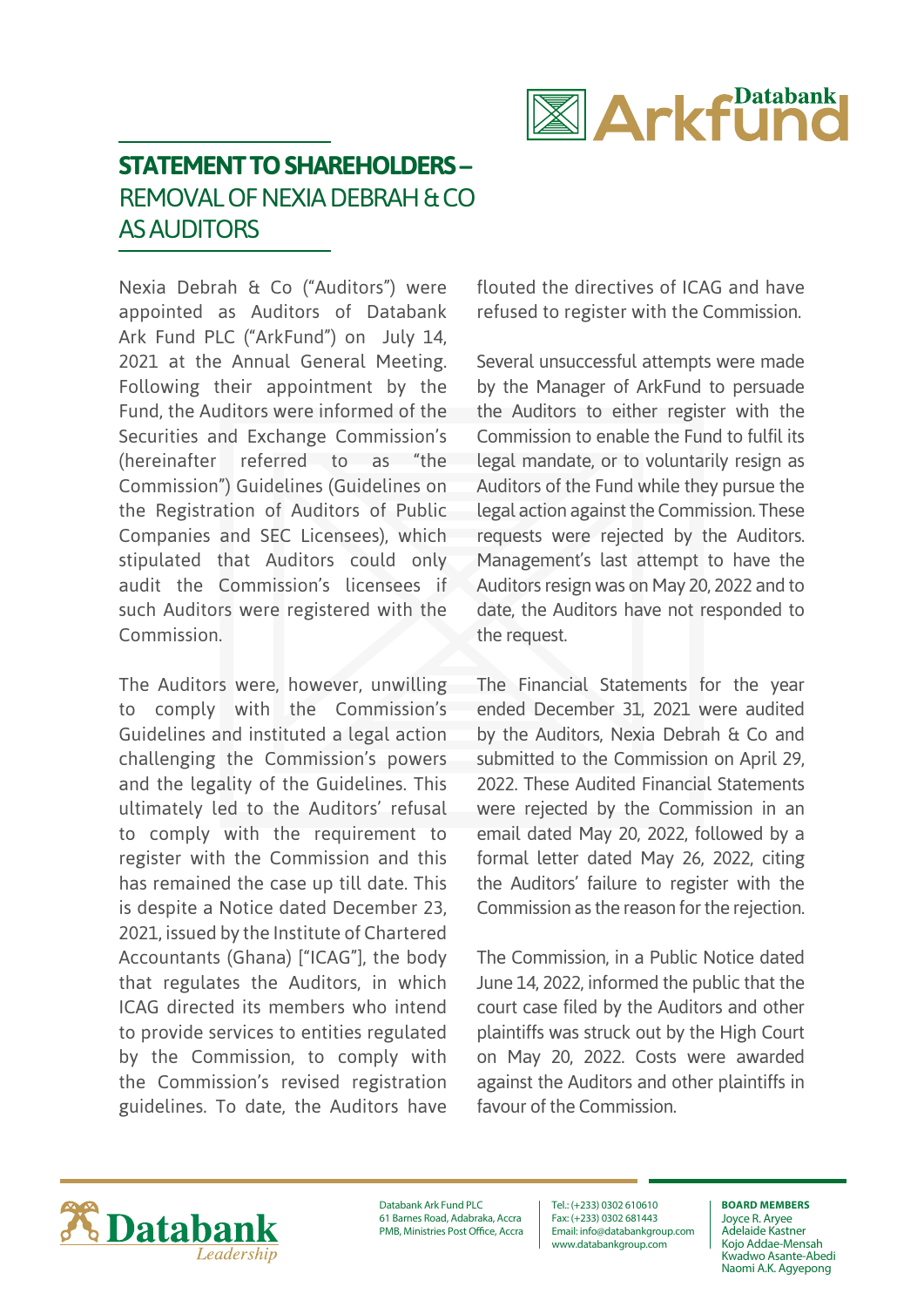# STATEMENT TO SHAREHOLDERS – REMOVAL OF NEXIA DEBRAH & CO AS AUDITORS

Nexia Debrah & Co ("Auditors") were appointed as Auditors of Databank Ark Fund PLC ("ArkFund") on July 14, 2021 at the Annual General Meeting. Following their appointment by the Fund, the Auditors were informed of the Securities and Exchange Commission's (hereinafter referred to as "the Commission") Guidelines (Guidelines on the Registration of Auditors of Public Companies and SEC Licensees), which stipulated that Auditors could only audit the Commission's licensees if such Auditors were registered with the Commission.

The Auditors were, however, unwilling to comply with the Commission's Guidelines and instituted a legal action challenging the Commission's powers and the legality of the Guidelines. This ultimately led to the Auditors' refusal to comply with the requirement to register with the Commission and this has remained the case up till date. This is despite a Notice dated December 23, 2021, issued by the Institute of Chartered Accountants (Ghana) ["ICAG"], the body that regulates the Auditors, in which ICAG directed its members who intend to provide services to entities regulated by the Commission, to comply with the Commission's revised registration guidelines. To date, the Auditors have flouted the directives of ICAG and have refused to register with the Commission.

Several unsuccessful attempts were made by the Manager of ArkFund to persuade the Auditors to either register with the Commission to enable the Fund to fulfil its legal mandate, or to voluntarily resign as Auditors of the Fund while they pursue the legal action against the Commission. These requests were rejected by the Auditors. Management's last attempt to have the Auditors resign was on May 20, 2022 and to date, the Auditors have not responded to the request.

The Financial Statements for the year ended December 31, 2021 were audited by the Auditors, Nexia Debrah & Co and submitted to the Commission on April 29, 2022. These Audited Financial Statements were rejected by the Commission in an email dated May 20, 2022, followed by a formal letter dated May 26, 2022, citing the Auditors' failure to register with the Commission as the reason for the rejection.

The Commission, in a Public Notice dated June 14, 2022, informed the public that the court case filed by the Auditors and other plaintiffs was struck out by the High Court on May 20, 2022. Costs were awarded against the Auditors and other plaintiffs in favour of the Commission.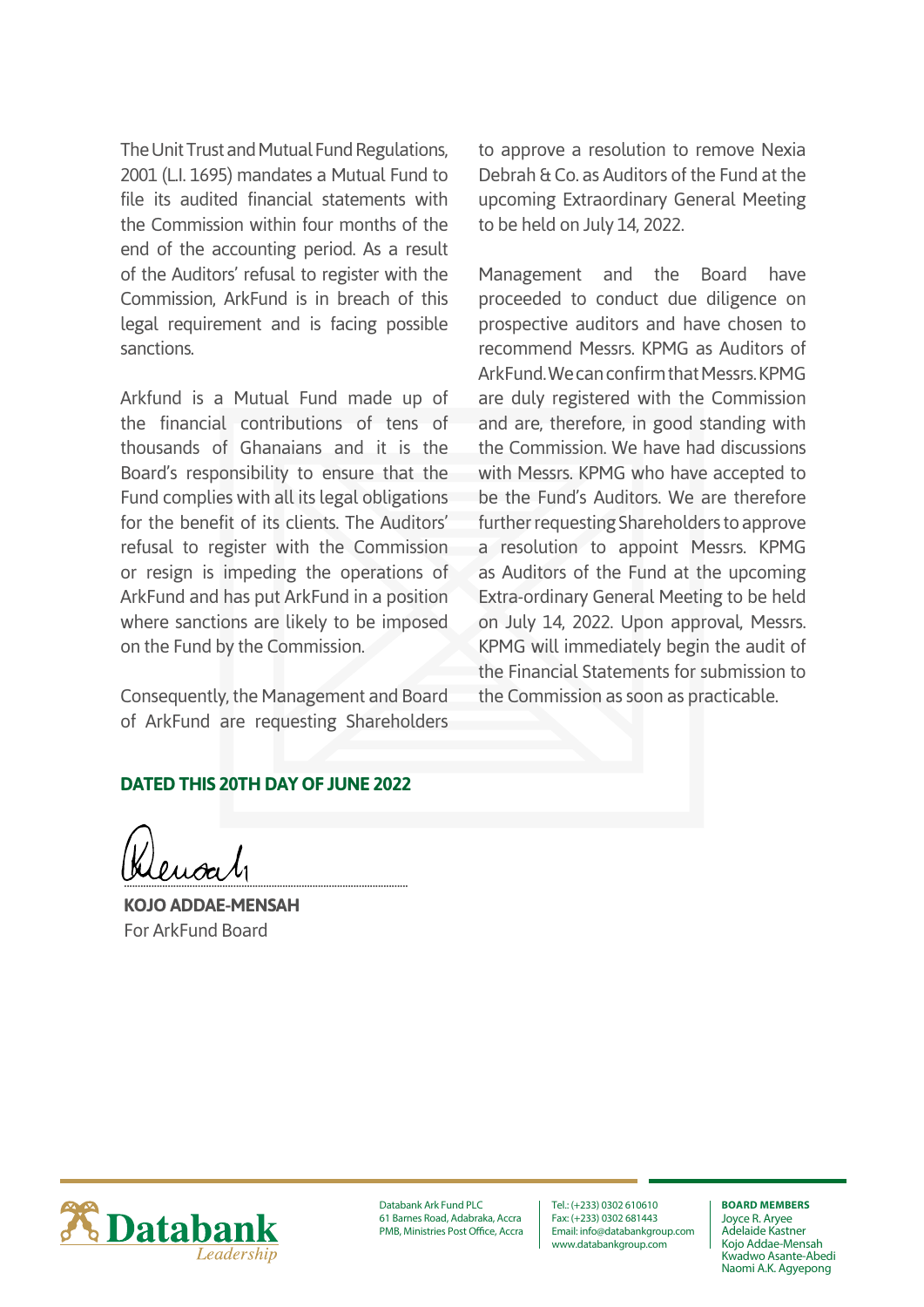The Unit Trust and Mutual Fund Regulations, 2001 (L.I. 1695) mandates a Mutual Fund to file its audited financial statements with the Commission within four months of the end of the accounting period. As a result of the Auditors' refusal to register with the Commission, ArkFund is in breach of this legal requirement and is facing possible sanctions.

Arkfund is a Mutual Fund made up of the financial contributions of tens of thousands of Ghanaians and it is the Board's responsibility to ensure that the Fund complies with all its legal obligations for the benefit of its clients. The Auditors' refusal to register with the Commission or resign is impeding the operations of ArkFund and has put ArkFund in a position where sanctions are likely to be imposed on the Fund by the Commission.

Consequently, the Management and Board of ArkFund are requesting Shareholders to approve a resolution to remove Nexia Debrah & Co. as Auditors of the Fund at the upcoming Extraordinary General Meeting to be held on July 14, 2022.

Management and the Board have proceeded to conduct due diligence on prospective auditors and have chosen to recommend Messrs. KPMG as Auditors of ArkFund. We can confirm that Messrs. KPMG are duly registered with the Commission and are, therefore, in good standing with the Commission. We have had discussions with Messrs. KPMG who have accepted to be the Fund's Auditors. We are therefore further requesting Shareholders to approve a resolution to appoint Messrs. KPMG as Auditors of the Fund at the upcoming Extra-ordinary General Meeting to be held on July 14, 2022. Upon approval, Messrs. KPMG will immediately begin the audit of the Financial Statements for submission to the Commission as soon as practicable.

**DATED THIS 20TH DAY OF JUNE 2022**

**KOJO ADDAE-MENSAH**
For ArkFund Board

Databank Ark Fund PLC
61 Barnes Road, Adabraka, Accra
PMB, Ministries Post Office, Accra

Tel.: (+233) 0302 610610
Fax: (+233) 0302 681443
Email: info@databankgroup.com
www.databankgroup.com

**BOARD MEMBERS**
Joyce R. Aryee
Adelaide Kastner
Kojo Addae-Mensah
Kwadwo Asante-Abedi
Naomi A.K. Agyepong